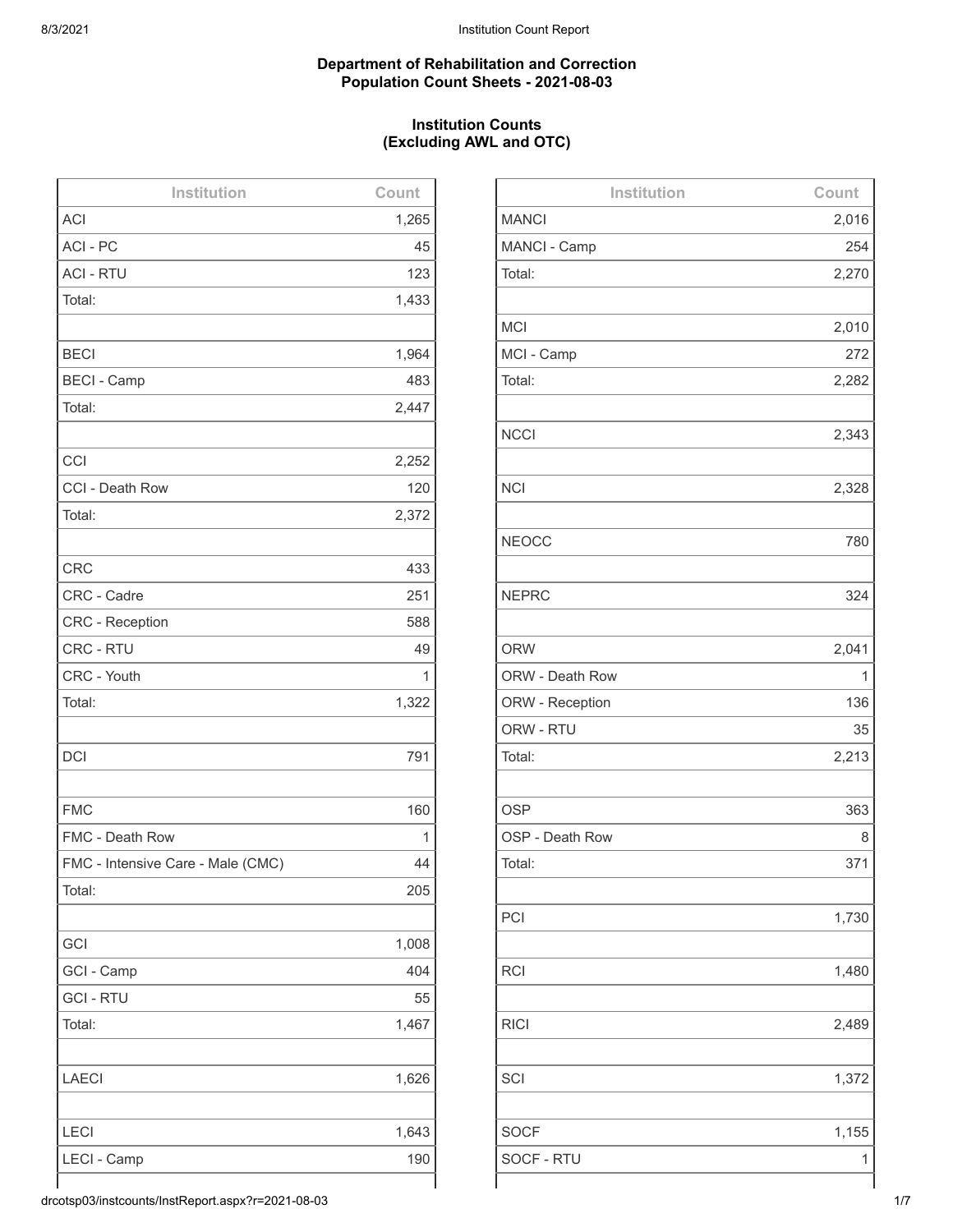**Department of Rehabilitation and Correction**
**Population Count Sheets - 2021-08-03**

**Institution Counts**
**(Excluding AWL and OTC)**

| Institution | Count |
|---|---|
| ACI | 1,265 |
| ACI - PC | 45 |
| ACI - RTU | 123 |
| Total: | 1,433 |
| | |
| BECI | 1,964 |
| BECI - Camp | 483 |
| Total: | 2,447 |
| | |
| CCI | 2,252 |
| CCI - Death Row | 120 |
| Total: | 2,372 |
| | |
| CRC | 433 |
| CRC - Cadre | 251 |
| CRC - Reception | 588 |
| CRC - RTU | 49 |
| CRC - Youth | 1 |
| Total: | 1,322 |
| | |
| DCI | 791 |
| | |
| FMC | 160 |
| FMC - Death Row | 1 |
| FMC - Intensive Care - Male (CMC) | 44 |
| Total: | 205 |
| | |
| GCI | 1,008 |
| GCI - Camp | 404 |
| GCI - RTU | 55 |
| Total: | 1,467 |
| | |
| LAECI | 1,626 |
| | |
| LECI | 1,643 |
| LECI - Camp | 190 |

| Institution | Count |
|---|---|
| MANCI | 2,016 |
| MANCI - Camp | 254 |
| Total: | 2,270 |
| | |
| MCI | 2,010 |
| MCI - Camp | 272 |
| Total: | 2,282 |
| | |
| NCCI | 2,343 |
| | |
| NCI | 2,328 |
| | |
| NEOCC | 780 |
| | |
| NEPRC | 324 |
| | |
| ORW | 2,041 |
| ORW - Death Row | 1 |
| ORW - Reception | 136 |
| ORW - RTU | 35 |
| Total: | 2,213 |
| | |
| OSP | 363 |
| OSP - Death Row | 8 |
| Total: | 371 |
| | |
| PCI | 1,730 |
| | |
| RCI | 1,480 |
| | |
| RICI | 2,489 |
| | |
| SCI | 1,372 |
| | |
| SOCF | 1,155 |
| SOCF - RTU | 1 |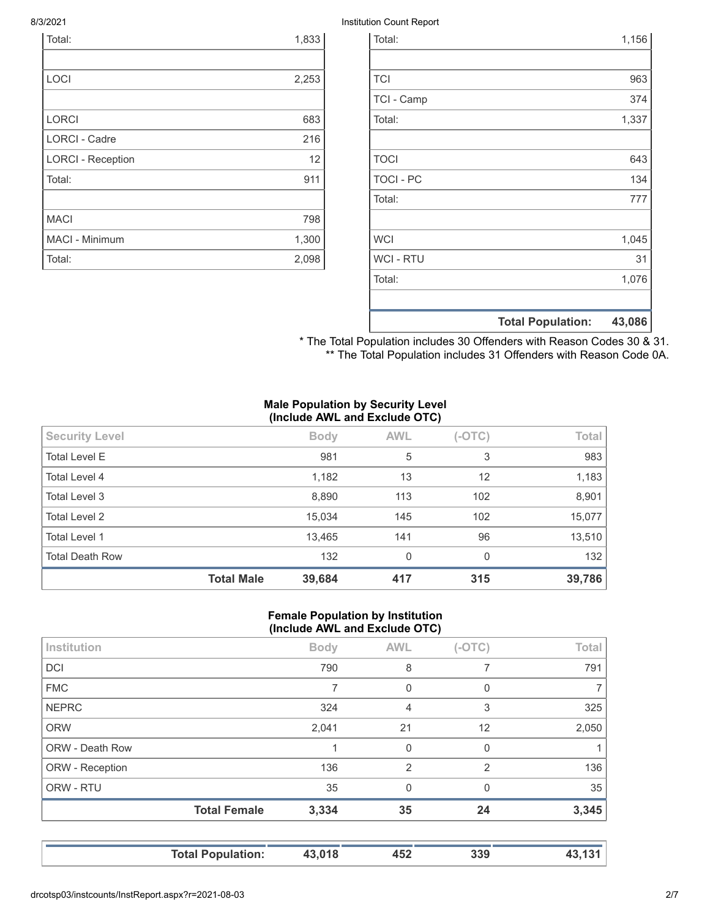| | |
|---|---|
| Total: | 1,833 |
| | |
| LOCI | 2,253 |
| | |
| LORCI | 683 |
| LORCI - Cadre | 216 |
| LORCI - Reception | 12 |
| Total: | 911 |
| | |
| MACI | 798 |
| MACI - Minimum | 1,300 |
| Total: | 2,098 |

| | |
|---|---|
| Total: | 1,156 |
| | |
| TCI | 963 |
| TCI - Camp | 374 |
| Total: | 1,337 |
| | |
| TOCI | 643 |
| TOCI - PC | 134 |
| Total: | 777 |
| | |
| WCI | 1,045 |
| WCI - RTU | 31 |
| Total: | 1,076 |
| | |
| **Total Population:** | **43,086** |

* The Total Population includes 30 Offenders with Reason Codes 30 & 31.
** The Total Population includes 31 Offenders with Reason Code 0A.

### Male Population by Security Level (Include AWL and Exclude OTC)

| Security Level | Body | AWL | (-OTC) | Total |
|---|---|---|---|---|
| Total Level E | 981 | 5 | 3 | 983 |
| Total Level 4 | 1,182 | 13 | 12 | 1,183 |
| Total Level 3 | 8,890 | 113 | 102 | 8,901 |
| Total Level 2 | 15,034 | 145 | 102 | 15,077 |
| Total Level 1 | 13,465 | 141 | 96 | 13,510 |
| Total Death Row | 132 | 0 | 0 | 132 |
| **Total Male** | **39,684** | **417** | **315** | **39,786** |

### Female Population by Institution (Include AWL and Exclude OTC)

| Institution | Body | AWL | (-OTC) | Total |
|---|---|---|---|---|
| DCI | 790 | 8 | 7 | 791 |
| FMC | 7 | 0 | 0 | 7 |
| NEPRC | 324 | 4 | 3 | 325 |
| ORW | 2,041 | 21 | 12 | 2,050 |
| ORW - Death Row | 1 | 0 | 0 | 1 |
| ORW - Reception | 136 | 2 | 2 | 136 |
| ORW - RTU | 35 | 0 | 0 | 35 |
| **Total Female** | **3,334** | **35** | **24** | **3,345** |

| | | | | |
|---|---|---|---|---|
| **Total Population:** | **43,018** | **452** | **339** | **43,131** |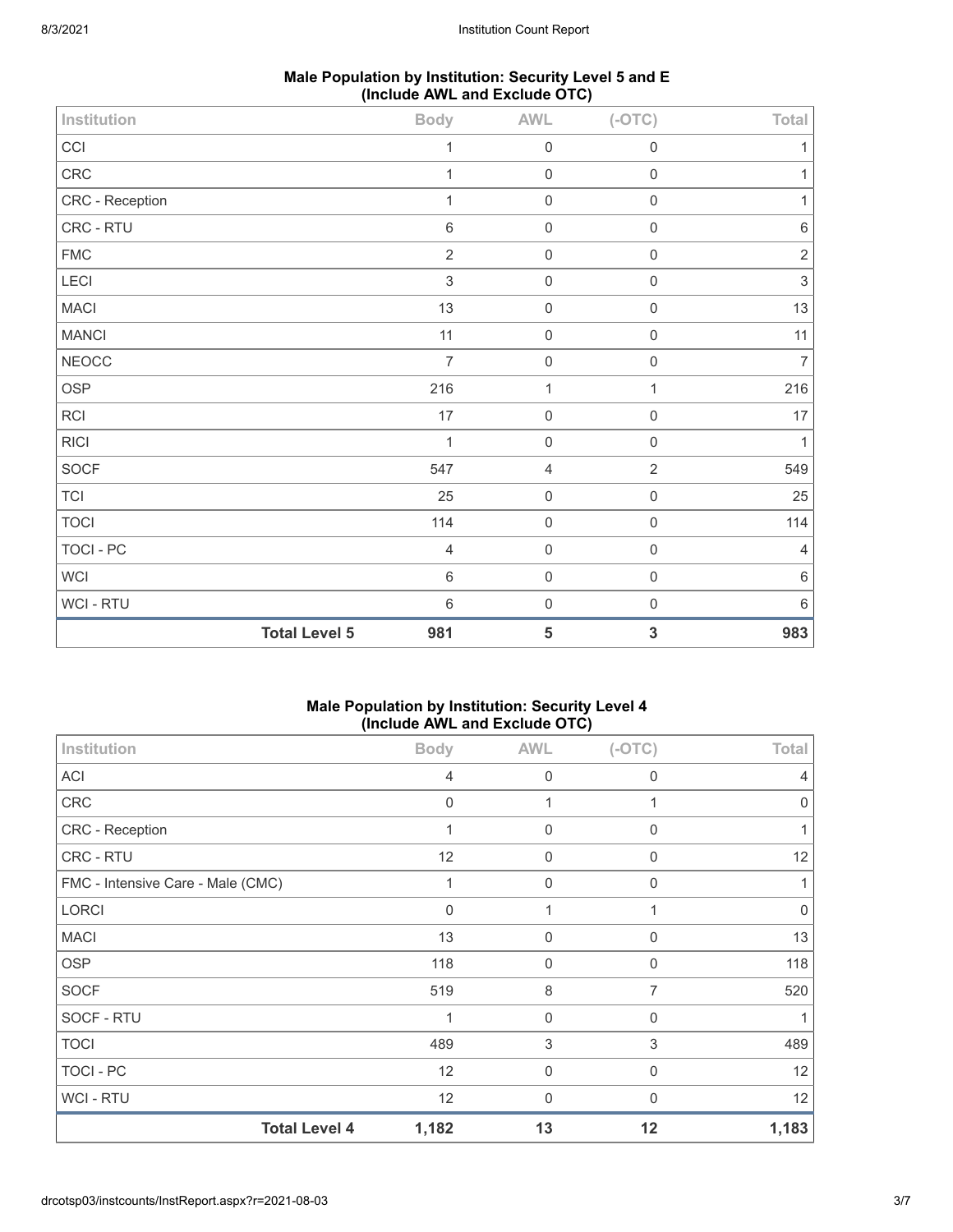## Male Population by Institution: Security Level 5 and E (Include AWL and Exclude OTC)

| Institution | Body | AWL | (-OTC) | Total |
|---|---|---|---|---|
| CCI | 1 | 0 | 0 | 1 |
| CRC | 1 | 0 | 0 | 1 |
| CRC - Reception | 1 | 0 | 0 | 1 |
| CRC - RTU | 6 | 0 | 0 | 6 |
| FMC | 2 | 0 | 0 | 2 |
| LECI | 3 | 0 | 0 | 3 |
| MACI | 13 | 0 | 0 | 13 |
| MANCI | 11 | 0 | 0 | 11 |
| NEOCC | 7 | 0 | 0 | 7 |
| OSP | 216 | 1 | 1 | 216 |
| RCI | 17 | 0 | 0 | 17 |
| RICI | 1 | 0 | 0 | 1 |
| SOCF | 547 | 4 | 2 | 549 |
| TCI | 25 | 0 | 0 | 25 |
| TOCI | 114 | 0 | 0 | 114 |
| TOCI - PC | 4 | 0 | 0 | 4 |
| WCI | 6 | 0 | 0 | 6 |
| WCI - RTU | 6 | 0 | 0 | 6 |
| **Total Level 5** | **981** | **5** | **3** | **983** |

## Male Population by Institution: Security Level 4 (Include AWL and Exclude OTC)

| Institution | Body | AWL | (-OTC) | Total |
|---|---|---|---|---|
| ACI | 4 | 0 | 0 | 4 |
| CRC | 0 | 1 | 1 | 0 |
| CRC - Reception | 1 | 0 | 0 | 1 |
| CRC - RTU | 12 | 0 | 0 | 12 |
| FMC - Intensive Care - Male (CMC) | 1 | 0 | 0 | 1 |
| LORCI | 0 | 1 | 1 | 0 |
| MACI | 13 | 0 | 0 | 13 |
| OSP | 118 | 0 | 0 | 118 |
| SOCF | 519 | 8 | 7 | 520 |
| SOCF - RTU | 1 | 0 | 0 | 1 |
| TOCI | 489 | 3 | 3 | 489 |
| TOCI - PC | 12 | 0 | 0 | 12 |
| WCI - RTU | 12 | 0 | 0 | 12 |
| **Total Level 4** | **1,182** | **13** | **12** | **1,183** |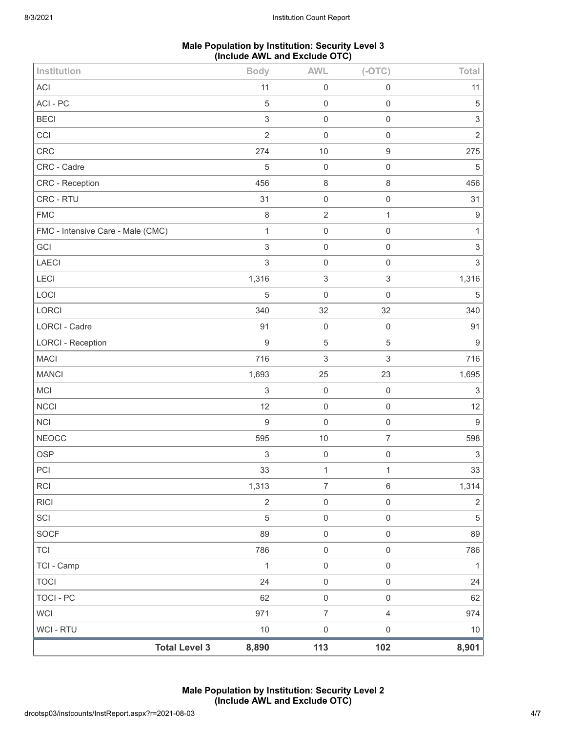**Male Population by Institution: Security Level 3 (Include AWL and Exclude OTC)**

| Institution | Body | AWL | (-OTC) | Total |
|---|---|---|---|---|
| ACI | 11 | 0 | 0 | 11 |
| ACI - PC | 5 | 0 | 0 | 5 |
| BECI | 3 | 0 | 0 | 3 |
| CCI | 2 | 0 | 0 | 2 |
| CRC | 274 | 10 | 9 | 275 |
| CRC - Cadre | 5 | 0 | 0 | 5 |
| CRC - Reception | 456 | 8 | 8 | 456 |
| CRC - RTU | 31 | 0 | 0 | 31 |
| FMC | 8 | 2 | 1 | 9 |
| FMC - Intensive Care - Male (CMC) | 1 | 0 | 0 | 1 |
| GCI | 3 | 0 | 0 | 3 |
| LAECI | 3 | 0 | 0 | 3 |
| LECI | 1,316 | 3 | 3 | 1,316 |
| LOCI | 5 | 0 | 0 | 5 |
| LORCI | 340 | 32 | 32 | 340 |
| LORCI - Cadre | 91 | 0 | 0 | 91 |
| LORCI - Reception | 9 | 5 | 5 | 9 |
| MACI | 716 | 3 | 3 | 716 |
| MANCI | 1,693 | 25 | 23 | 1,695 |
| MCI | 3 | 0 | 0 | 3 |
| NCCI | 12 | 0 | 0 | 12 |
| NCI | 9 | 0 | 0 | 9 |
| NEOCC | 595 | 10 | 7 | 598 |
| OSP | 3 | 0 | 0 | 3 |
| PCI | 33 | 1 | 1 | 33 |
| RCI | 1,313 | 7 | 6 | 1,314 |
| RICI | 2 | 0 | 0 | 2 |
| SCI | 5 | 0 | 0 | 5 |
| SOCF | 89 | 0 | 0 | 89 |
| TCI | 786 | 0 | 0 | 786 |
| TCI - Camp | 1 | 0 | 0 | 1 |
| TOCI | 24 | 0 | 0 | 24 |
| TOCI - PC | 62 | 0 | 0 | 62 |
| WCI | 971 | 7 | 4 | 974 |
| WCI - RTU | 10 | 0 | 0 | 10 |
| **Total Level 3** | **8,890** | **113** | **102** | **8,901** |

**Male Population by Institution: Security Level 2 (Include AWL and Exclude OTC)**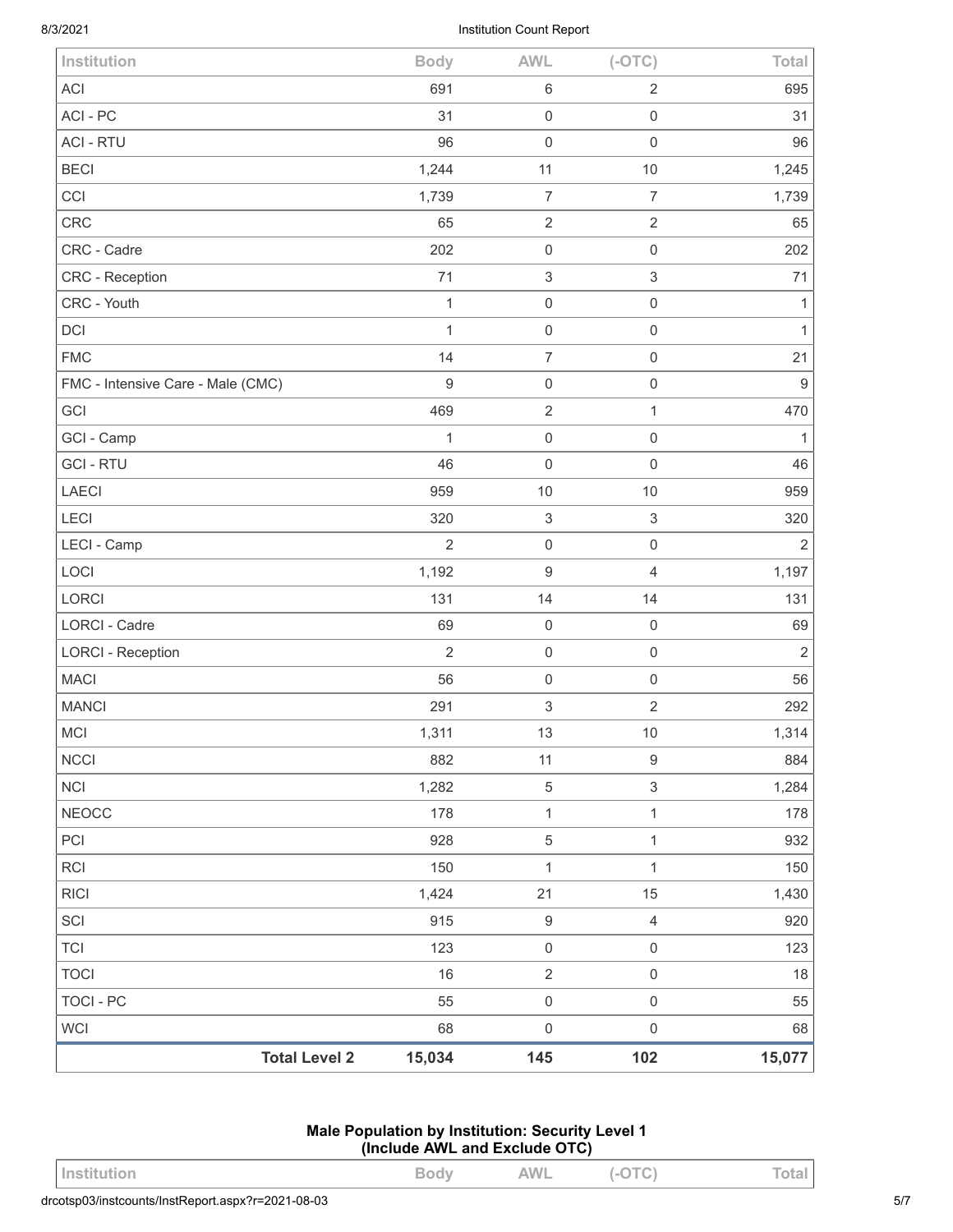| Institution | Body | AWL | (-OTC) | Total |
|---|---|---|---|---|
| ACI | 691 | 6 | 2 | 695 |
| ACI - PC | 31 | 0 | 0 | 31 |
| ACI - RTU | 96 | 0 | 0 | 96 |
| BECI | 1,244 | 11 | 10 | 1,245 |
| CCI | 1,739 | 7 | 7 | 1,739 |
| CRC | 65 | 2 | 2 | 65 |
| CRC - Cadre | 202 | 0 | 0 | 202 |
| CRC - Reception | 71 | 3 | 3 | 71 |
| CRC - Youth | 1 | 0 | 0 | 1 |
| DCI | 1 | 0 | 0 | 1 |
| FMC | 14 | 7 | 0 | 21 |
| FMC - Intensive Care - Male (CMC) | 9 | 0 | 0 | 9 |
| GCI | 469 | 2 | 1 | 470 |
| GCI - Camp | 1 | 0 | 0 | 1 |
| GCI - RTU | 46 | 0 | 0 | 46 |
| LAECI | 959 | 10 | 10 | 959 |
| LECI | 320 | 3 | 3 | 320 |
| LECI - Camp | 2 | 0 | 0 | 2 |
| LOCI | 1,192 | 9 | 4 | 1,197 |
| LORCI | 131 | 14 | 14 | 131 |
| LORCI - Cadre | 69 | 0 | 0 | 69 |
| LORCI - Reception | 2 | 0 | 0 | 2 |
| MACI | 56 | 0 | 0 | 56 |
| MANCI | 291 | 3 | 2 | 292 |
| MCI | 1,311 | 13 | 10 | 1,314 |
| NCCI | 882 | 11 | 9 | 884 |
| NCI | 1,282 | 5 | 3 | 1,284 |
| NEOCC | 178 | 1 | 1 | 178 |
| PCI | 928 | 5 | 1 | 932 |
| RCI | 150 | 1 | 1 | 150 |
| RICI | 1,424 | 21 | 15 | 1,430 |
| SCI | 915 | 9 | 4 | 920 |
| TCI | 123 | 0 | 0 | 123 |
| TOCI | 16 | 2 | 0 | 18 |
| TOCI - PC | 55 | 0 | 0 | 55 |
| WCI | 68 | 0 | 0 | 68 |
| **Total Level 2** | **15,034** | **145** | **102** | **15,077** |

**Male Population by Institution: Security Level 1**
**(Include AWL and Exclude OTC)**

| Institution | Body | AWL | (-OTC) | Total |
|---|---|---|---|---|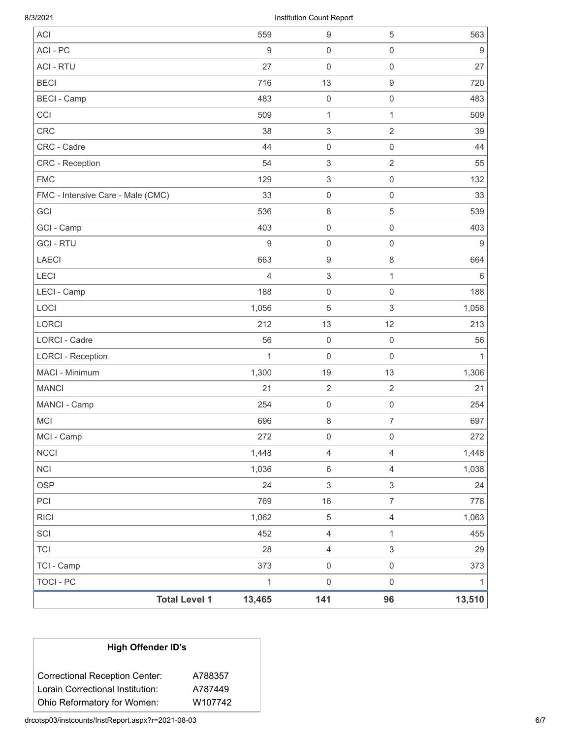| | | | | |
|---|---|---|---|---|
| ACI | 559 | 9 | 5 | 563 |
| ACI - PC | 9 | 0 | 0 | 9 |
| ACI - RTU | 27 | 0 | 0 | 27 |
| BECI | 716 | 13 | 9 | 720 |
| BECI - Camp | 483 | 0 | 0 | 483 |
| CCI | 509 | 1 | 1 | 509 |
| CRC | 38 | 3 | 2 | 39 |
| CRC - Cadre | 44 | 0 | 0 | 44 |
| CRC - Reception | 54 | 3 | 2 | 55 |
| FMC | 129 | 3 | 0 | 132 |
| FMC - Intensive Care - Male (CMC) | 33 | 0 | 0 | 33 |
| GCI | 536 | 8 | 5 | 539 |
| GCI - Camp | 403 | 0 | 0 | 403 |
| GCI - RTU | 9 | 0 | 0 | 9 |
| LAECI | 663 | 9 | 8 | 664 |
| LECI | 4 | 3 | 1 | 6 |
| LECI - Camp | 188 | 0 | 0 | 188 |
| LOCI | 1,056 | 5 | 3 | 1,058 |
| LORCI | 212 | 13 | 12 | 213 |
| LORCI - Cadre | 56 | 0 | 0 | 56 |
| LORCI - Reception | 1 | 0 | 0 | 1 |
| MACI - Minimum | 1,300 | 19 | 13 | 1,306 |
| MANCI | 21 | 2 | 2 | 21 |
| MANCI - Camp | 254 | 0 | 0 | 254 |
| MCI | 696 | 8 | 7 | 697 |
| MCI - Camp | 272 | 0 | 0 | 272 |
| NCCI | 1,448 | 4 | 4 | 1,448 |
| NCI | 1,036 | 6 | 4 | 1,038 |
| OSP | 24 | 3 | 3 | 24 |
| PCI | 769 | 16 | 7 | 778 |
| RICI | 1,062 | 5 | 4 | 1,063 |
| SCI | 452 | 4 | 1 | 455 |
| TCI | 28 | 4 | 3 | 29 |
| TCI - Camp | 373 | 0 | 0 | 373 |
| TOCI - PC | 1 | 0 | 0 | 1 |
| **Total Level 1** | **13,465** | **141** | **96** | **13,510** |

| **High Offender ID's** | |
|---|---|
| Correctional Reception Center: | A788357 |
| Lorain Correctional Institution: | A787449 |
| Ohio Reformatory for Women: | W107742 |